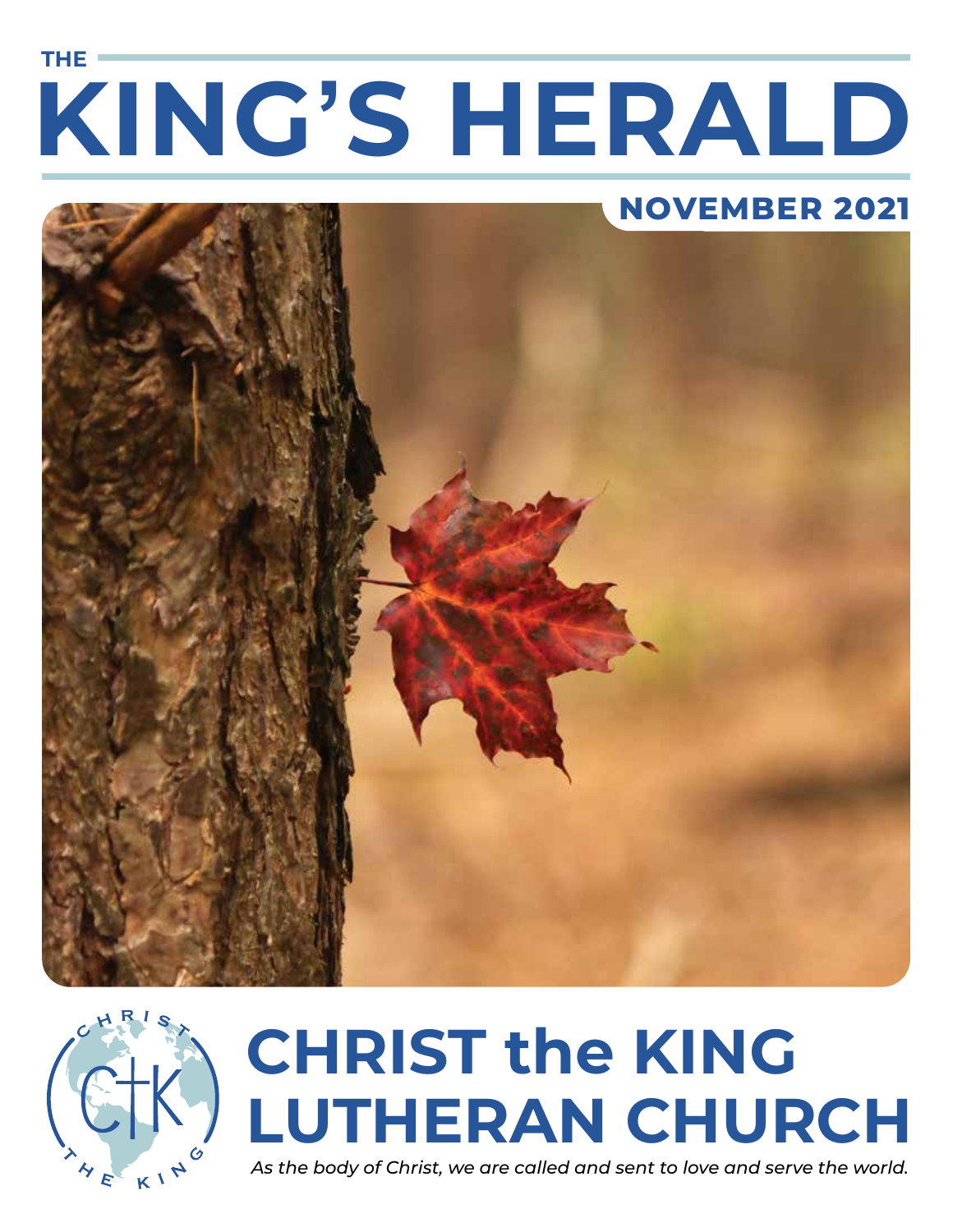# THE KING'S HERALD

## NOVEMBER 2021

# CHRIST the KING LUTHERAN CHURCH

*As the body of Christ, we are called and sent to love and serve the world.*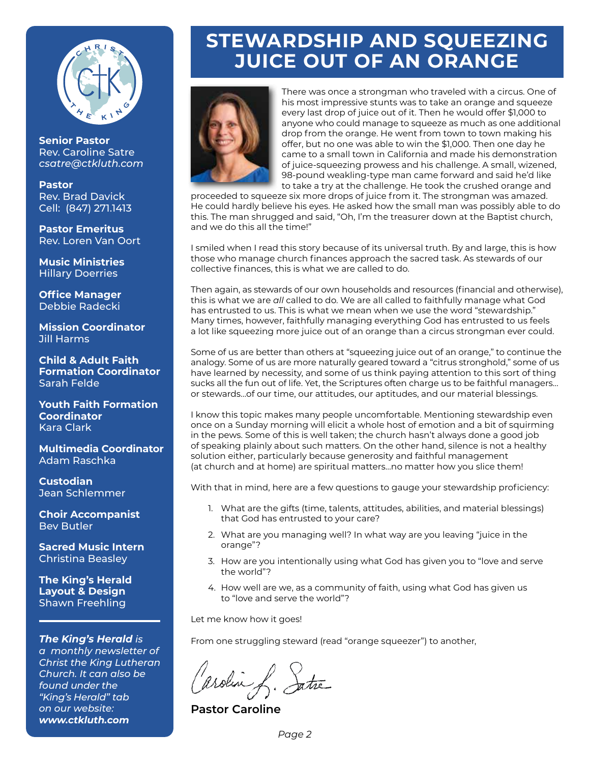# STEWARDSHIP AND SQUEEZING JUICE OUT OF AN ORANGE

There was once a strongman who traveled with a circus. One of his most impressive stunts was to take an orange and squeeze every last drop of juice out of it. Then he would offer $1,000 to anyone who could manage to squeeze as much as one additional drop from the orange. He went from town to town making his offer, but no one was able to win the $1,000. Then one day he came to a small town in California and made his demonstration of juice-squeezing prowess and his challenge. A small, wizened, 98-pound weakling-type man came forward and said he'd like to take a try at the challenge. He took the crushed orange and proceeded to squeeze six more drops of juice from it. The strongman was amazed. He could hardly believe his eyes. He asked how the small man was possibly able to do this. The man shrugged and said, "Oh, I'm the treasurer down at the Baptist church, and we do this all the time!"

I smiled when I read this story because of its universal truth. By and large, this is how those who manage church finances approach the sacred task. As stewards of our collective finances, this is what we are called to do.

Then again, as stewards of our own households and resources (financial and otherwise), this is what we are *all* called to do. We are all called to faithfully manage what God has entrusted to us. This is what we mean when we use the word "stewardship." Many times, however, faithfully managing everything God has entrusted to us feels a lot like squeezing more juice out of an orange than a circus strongman ever could.

Some of us are better than others at "squeezing juice out of an orange," to continue the analogy. Some of us are more naturally geared toward a "citrus stronghold," some of us have learned by necessity, and some of us think paying attention to this sort of thing sucks all the fun out of life. Yet, the Scriptures often charge us to be faithful managers... or stewards...of our time, our attitudes, our aptitudes, and our material blessings.

I know this topic makes many people uncomfortable. Mentioning stewardship even once on a Sunday morning will elicit a whole host of emotion and a bit of squirming in the pews. Some of this is well taken; the church hasn't always done a good job of speaking plainly about such matters. On the other hand, silence is not a healthy solution either, particularly because generosity and faithful management (at church and at home) are spiritual matters...no matter how you slice them!

With that in mind, here are a few questions to gauge your stewardship proficiency:

1. What are the gifts (time, talents, attitudes, abilities, and material blessings) that God has entrusted to your care?
2. What are you managing well? In what way are you leaving "juice in the orange"?
3. How are you intentionally using what God has given you to "love and serve the world"?
4. How well are we, as a community of faith, using what God has given us to "love and serve the world"?

Let me know how it goes!

From one struggling steward (read "orange squeezer") to another,

Caroline L. Satre

**Pastor Caroline**

---

CHRIST THE KING

**Senior Pastor**
Rev. Caroline Satre
*csatre@ctkluth.com*

**Pastor**
Rev. Brad Davick
Cell: (847) 271.1413

**Pastor Emeritus**
Rev. Loren Van Oort

**Music Ministries**
Hillary Doerries

**Office Manager**
Debbie Radecki

**Mission Coordinator**
Jill Harms

**Child & Adult Faith Formation Coordinator**
Sarah Felde

**Youth Faith Formation Coordinator**
Kara Clark

**Multimedia Coordinator**
Adam Raschka

**Custodian**
Jean Schlemmer

**Choir Accompanist**
Bev Butler

**Sacred Music Intern**
Christina Beasley

**The King's Herald Layout & Design**
Shawn Freehling

***The King's Herald*** *is a monthly newsletter of Christ the King Lutheran Church. It can also be found under the "King's Herald" tab on our website:* ***www.ctkluth.com***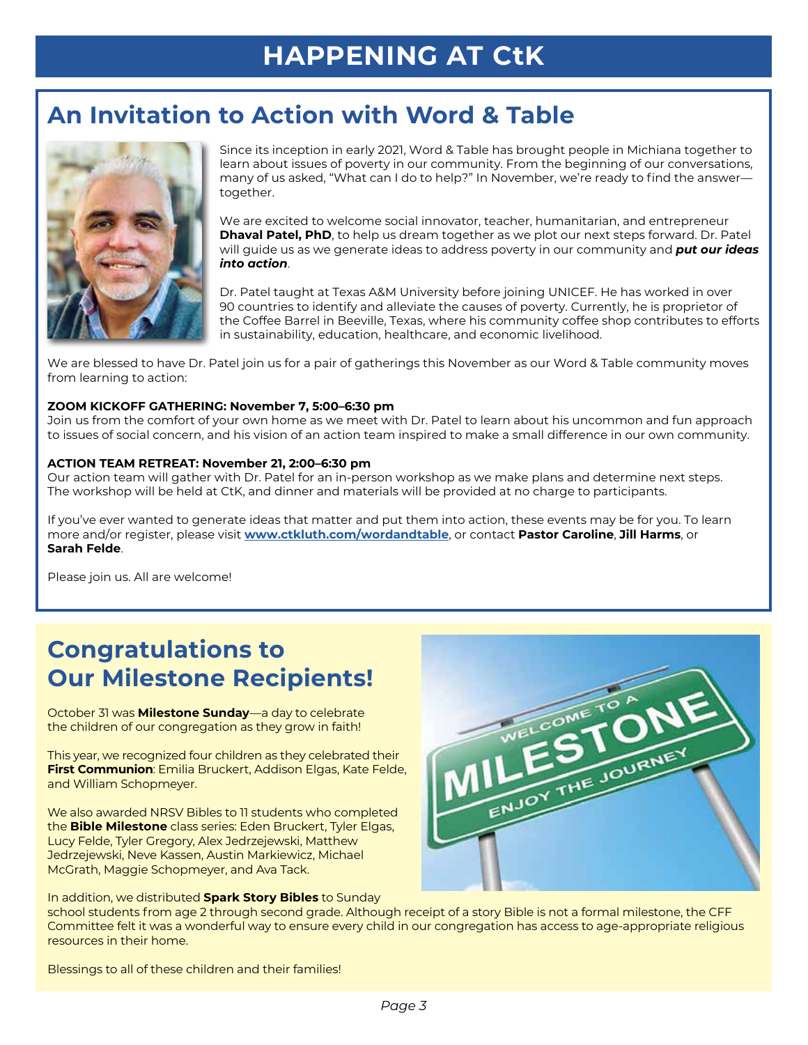# HAPPENING AT CtK

## An Invitation to Action with Word & Table

Since its inception in early 2021, Word & Table has brought people in Michiana together to learn about issues of poverty in our community. From the beginning of our conversations, many of us asked, "What can I do to help?" In November, we're ready to find the answer—together.

We are excited to welcome social innovator, teacher, humanitarian, and entrepreneur **Dhaval Patel, PhD**, to help us dream together as we plot our next steps forward. Dr. Patel will guide us as we generate ideas to address poverty in our community and ***put our ideas into action***.

Dr. Patel taught at Texas A&M University before joining UNICEF. He has worked in over 90 countries to identify and alleviate the causes of poverty. Currently, he is proprietor of the Coffee Barrel in Beeville, Texas, where his community coffee shop contributes to efforts in sustainability, education, healthcare, and economic livelihood.

We are blessed to have Dr. Patel join us for a pair of gatherings this November as our Word & Table community moves from learning to action:

**ZOOM KICKOFF GATHERING: November 7, 5:00–6:30 pm**
Join us from the comfort of your own home as we meet with Dr. Patel to learn about his uncommon and fun approach to issues of social concern, and his vision of an action team inspired to make a small difference in our own community.

**ACTION TEAM RETREAT: November 21, 2:00–6:30 pm**
Our action team will gather with Dr. Patel for an in-person workshop as we make plans and determine next steps. The workshop will be held at CtK, and dinner and materials will be provided at no charge to participants.

If you've ever wanted to generate ideas that matter and put them into action, these events may be for you. To learn more and/or register, please visit **www.ctkluth.com/wordandtable**, or contact **Pastor Caroline**, **Jill Harms**, or **Sarah Felde**.

Please join us. All are welcome!

## Congratulations to Our Milestone Recipients!

October 31 was **Milestone Sunday**—a day to celebrate the children of our congregation as they grow in faith!

This year, we recognized four children as they celebrated their **First Communion**: Emilia Bruckert, Addison Elgas, Kate Felde, and William Schopmeyer.

We also awarded NRSV Bibles to 11 students who completed the **Bible Milestone** class series: Eden Bruckert, Tyler Elgas, Lucy Felde, Tyler Gregory, Alex Jedrzejewski, Matthew Jedrzejewski, Neve Kassen, Austin Markiewicz, Michael McGrath, Maggie Schopmeyer, and Ava Tack.

In addition, we distributed **Spark Story Bibles** to Sunday school students from age 2 through second grade. Although receipt of a story Bible is not a formal milestone, the CFF Committee felt it was a wonderful way to ensure every child in our congregation has access to age-appropriate religious resources in their home.

Blessings to all of these children and their families!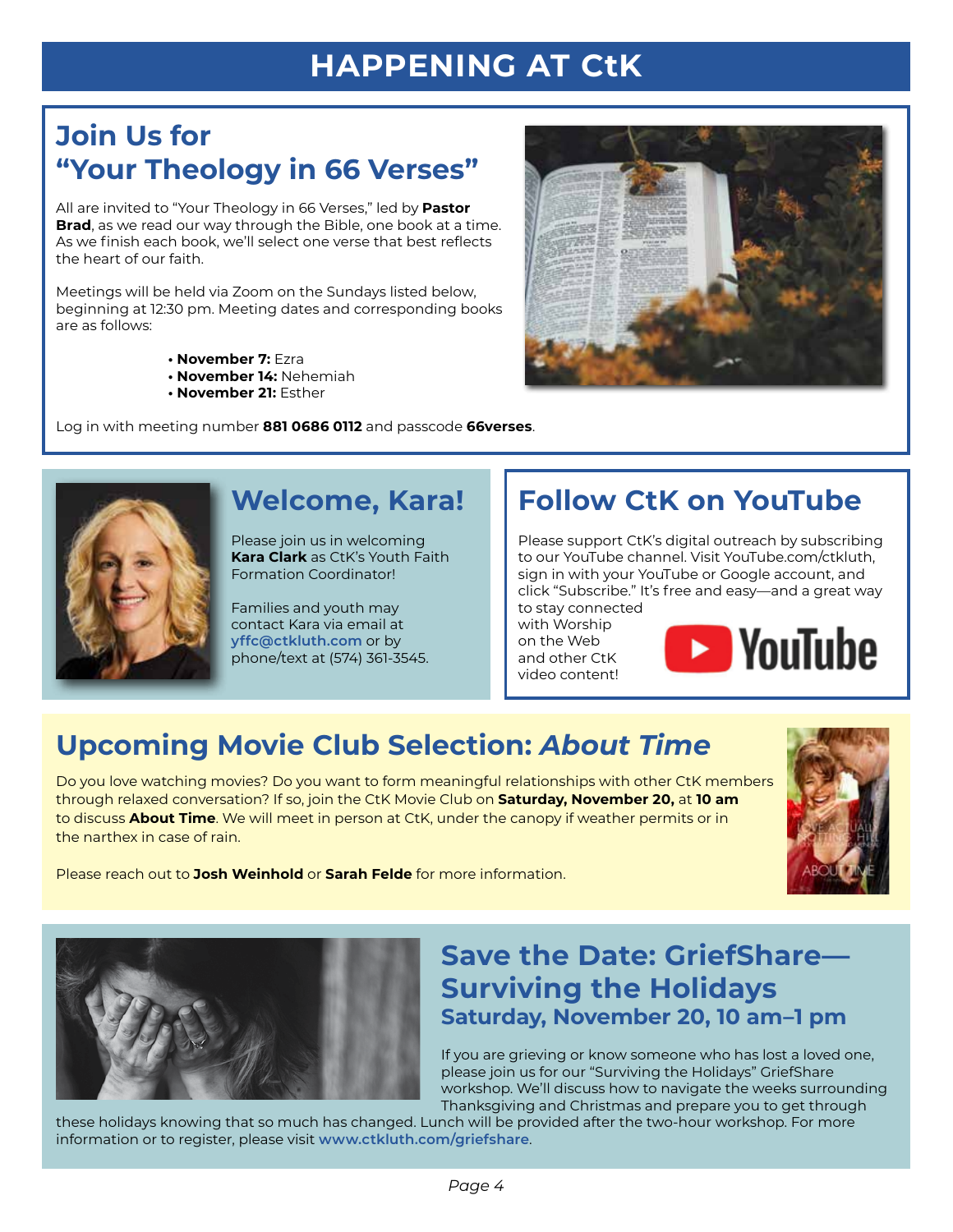# HAPPENING AT CtK

## Join Us for "Your Theology in 66 Verses"

All are invited to "Your Theology in 66 Verses," led by **Pastor Brad**, as we read our way through the Bible, one book at a time. As we finish each book, we'll select one verse that best reflects the heart of our faith.

Meetings will be held via Zoom on the Sundays listed below, beginning at 12:30 pm. Meeting dates and corresponding books are as follows:

- **November 7:** Ezra
- **November 14:** Nehemiah
- **November 21:** Esther

Log in with meeting number **881 0686 0112** and passcode **66verses**.

## Welcome, Kara!

Please join us in welcoming **Kara Clark** as CtK's Youth Faith Formation Coordinator!

Families and youth may contact Kara via email at **yffc@ctkluth.com** or by phone/text at (574) 361-3545.

## Follow CtK on YouTube

Please support CtK's digital outreach by subscribing to our YouTube channel. Visit YouTube.com/ctkluth, sign in with your YouTube or Google account, and click "Subscribe." It's free and easy—and a great way to stay connected with Worship on the Web and other CtK video content!

## Upcoming Movie Club Selection: *About Time*

Do you love watching movies? Do you want to form meaningful relationships with other CtK members through relaxed conversation? If so, join the CtK Movie Club on **Saturday, November 20,** at **10 am** to discuss **About Time**. We will meet in person at CtK, under the canopy if weather permits or in the narthex in case of rain.

Please reach out to **Josh Weinhold** or **Sarah Felde** for more information.

## Save the Date: GriefShare—Surviving the Holidays

### Saturday, November 20, 10 am–1 pm

If you are grieving or know someone who has lost a loved one, please join us for our "Surviving the Holidays" GriefShare workshop. We'll discuss how to navigate the weeks surrounding Thanksgiving and Christmas and prepare you to get through these holidays knowing that so much has changed. Lunch will be provided after the two-hour workshop. For more information or to register, please visit **www.ctkluth.com/griefshare**.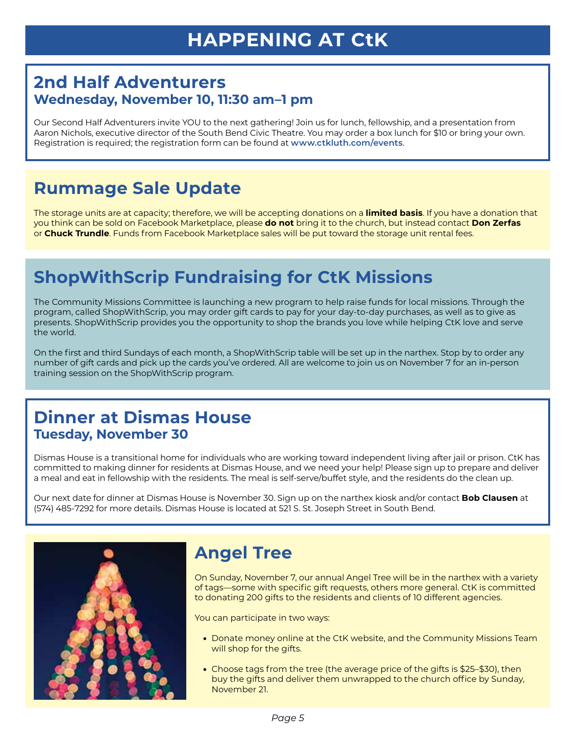# HAPPENING AT CtK

## 2nd Half Adventurers

### Wednesday, November 10, 11:30 am–1 pm

Our Second Half Adventurers invite YOU to the next gathering! Join us for lunch, fellowship, and a presentation from Aaron Nichols, executive director of the South Bend Civic Theatre. You may order a box lunch for $10 or bring your own. Registration is required; the registration form can be found at **www.ctkluth.com/events**.

## Rummage Sale Update

The storage units are at capacity; therefore, we will be accepting donations on a **limited basis**. If you have a donation that you think can be sold on Facebook Marketplace, please **do not** bring it to the church, but instead contact **Don Zerfas** or **Chuck Trundle**. Funds from Facebook Marketplace sales will be put toward the storage unit rental fees.

## ShopWithScrip Fundraising for CtK Missions

The Community Missions Committee is launching a new program to help raise funds for local missions. Through the program, called ShopWithScrip, you may order gift cards to pay for your day-to-day purchases, as well as to give as presents. ShopWithScrip provides you the opportunity to shop the brands you love while helping CtK love and serve the world.

On the first and third Sundays of each month, a ShopWithScrip table will be set up in the narthex. Stop by to order any number of gift cards and pick up the cards you've ordered. All are welcome to join us on November 7 for an in-person training session on the ShopWithScrip program.

## Dinner at Dismas House

### Tuesday, November 30

Dismas House is a transitional home for individuals who are working toward independent living after jail or prison. CtK has committed to making dinner for residents at Dismas House, and we need your help! Please sign up to prepare and deliver a meal and eat in fellowship with the residents. The meal is self-serve/buffet style, and the residents do the clean up.

Our next date for dinner at Dismas House is November 30. Sign up on the narthex kiosk and/or contact **Bob Clausen** at (574) 485-7292 for more details. Dismas House is located at 521 S. St. Joseph Street in South Bend.

## Angel Tree

On Sunday, November 7, our annual Angel Tree will be in the narthex with a variety of tags—some with specific gift requests, others more general. CtK is committed to donating 200 gifts to the residents and clients of 10 different agencies.

You can participate in two ways:

- Donate money online at the CtK website, and the Community Missions Team will shop for the gifts.
- Choose tags from the tree (the average price of the gifts is $25–$30), then buy the gifts and deliver them unwrapped to the church office by Sunday, November 21.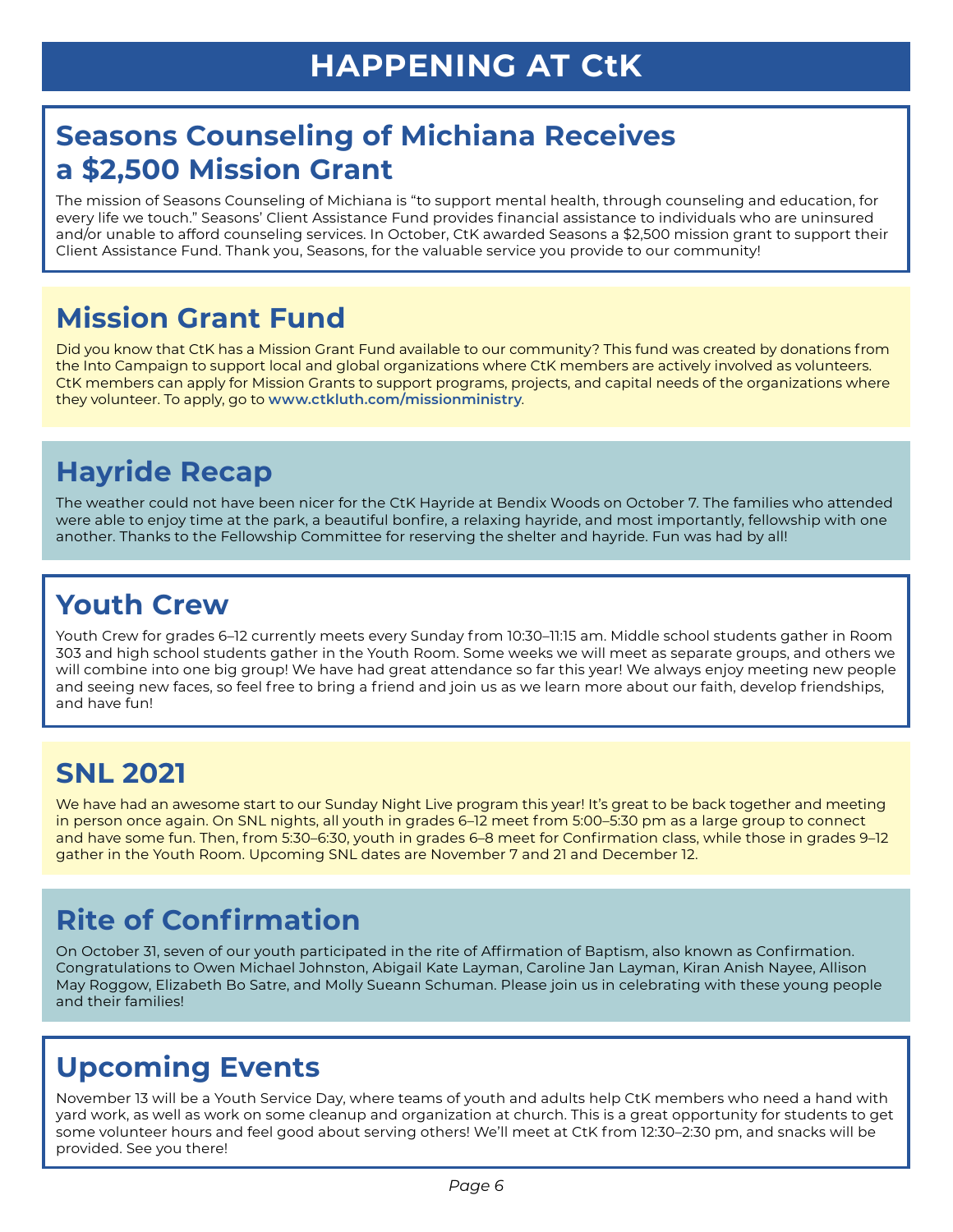# HAPPENING AT CtK

## Seasons Counseling of Michiana Receives a $2,500 Mission Grant

The mission of Seasons Counseling of Michiana is "to support mental health, through counseling and education, for every life we touch." Seasons' Client Assistance Fund provides financial assistance to individuals who are uninsured and/or unable to afford counseling services. In October, CtK awarded Seasons a $2,500 mission grant to support their Client Assistance Fund. Thank you, Seasons, for the valuable service you provide to our community!

## Mission Grant Fund

Did you know that CtK has a Mission Grant Fund available to our community? This fund was created by donations from the Into Campaign to support local and global organizations where CtK members are actively involved as volunteers. CtK members can apply for Mission Grants to support programs, projects, and capital needs of the organizations where they volunteer. To apply, go to **www.ctkluth.com/missionministry**.

## Hayride Recap

The weather could not have been nicer for the CtK Hayride at Bendix Woods on October 7. The families who attended were able to enjoy time at the park, a beautiful bonfire, a relaxing hayride, and most importantly, fellowship with one another. Thanks to the Fellowship Committee for reserving the shelter and hayride. Fun was had by all!

## Youth Crew

Youth Crew for grades 6–12 currently meets every Sunday from 10:30–11:15 am. Middle school students gather in Room 303 and high school students gather in the Youth Room. Some weeks we will meet as separate groups, and others we will combine into one big group! We have had great attendance so far this year! We always enjoy meeting new people and seeing new faces, so feel free to bring a friend and join us as we learn more about our faith, develop friendships, and have fun!

## SNL 2021

We have had an awesome start to our Sunday Night Live program this year! It's great to be back together and meeting in person once again. On SNL nights, all youth in grades 6–12 meet from 5:00–5:30 pm as a large group to connect and have some fun. Then, from 5:30–6:30, youth in grades 6–8 meet for Confirmation class, while those in grades 9–12 gather in the Youth Room. Upcoming SNL dates are November 7 and 21 and December 12.

## Rite of Confirmation

On October 31, seven of our youth participated in the rite of Affirmation of Baptism, also known as Confirmation. Congratulations to Owen Michael Johnston, Abigail Kate Layman, Caroline Jan Layman, Kiran Anish Nayee, Allison May Roggow, Elizabeth Bo Satre, and Molly Sueann Schuman. Please join us in celebrating with these young people and their families!

## Upcoming Events

November 13 will be a Youth Service Day, where teams of youth and adults help CtK members who need a hand with yard work, as well as work on some cleanup and organization at church. This is a great opportunity for students to get some volunteer hours and feel good about serving others! We'll meet at CtK from 12:30–2:30 pm, and snacks will be provided. See you there!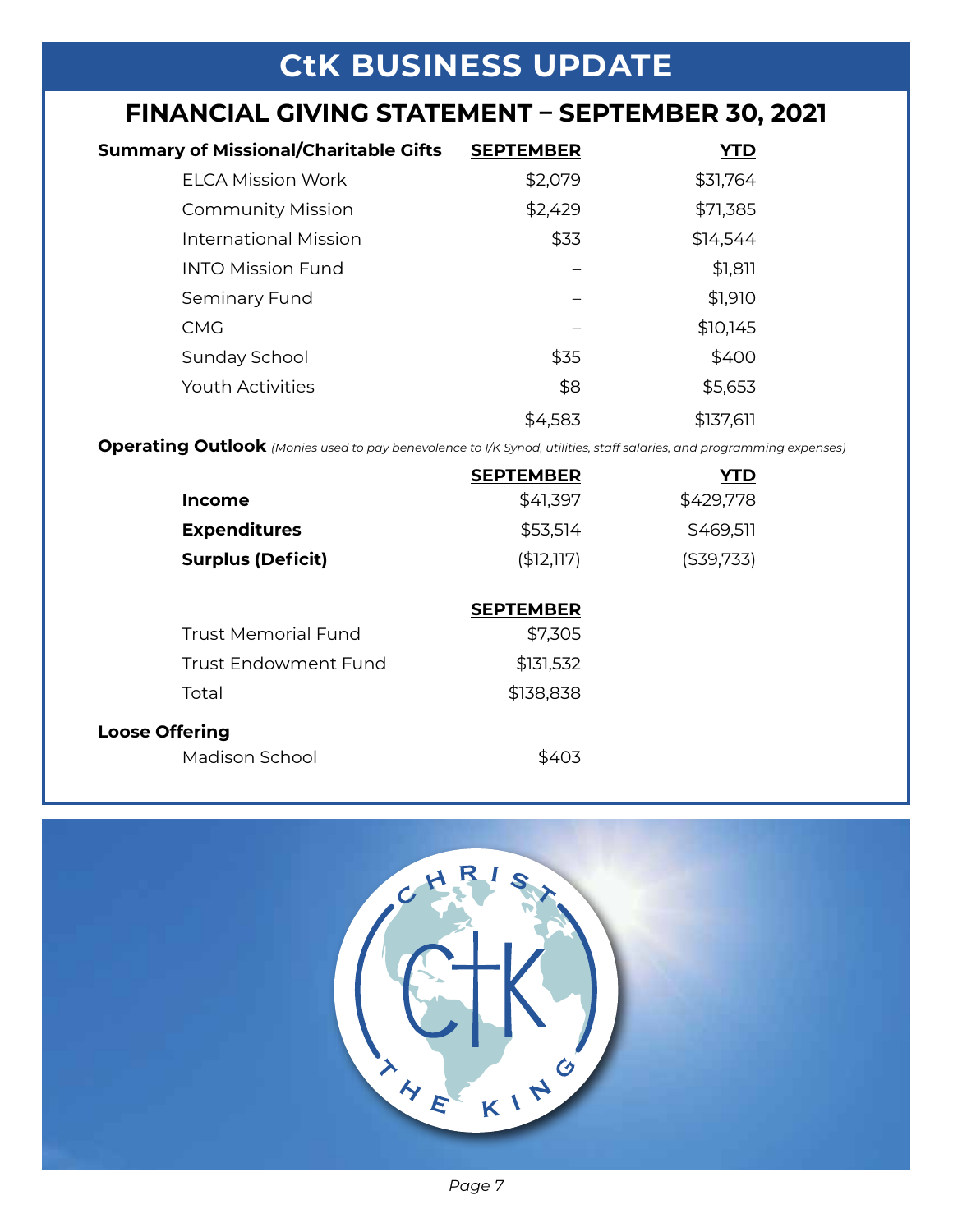# CtK BUSINESS UPDATE

## FINANCIAL GIVING STATEMENT – SEPTEMBER 30, 2021

| Summary of Missional/Charitable Gifts | SEPTEMBER | YTD |
|---|---|---|
| ELCA Mission Work | $2,079 | $31,764 |
| Community Mission | $2,429 | $71,385 |
| International Mission | $33 | $14,544 |
| INTO Mission Fund | – | $1,811 |
| Seminary Fund | – | $1,910 |
| CMG | – | $10,145 |
| Sunday School | $35 | $400 |
| Youth Activities | $8 | $5,653 |
| | $4,583 | $137,611 |

**Operating Outlook** *(Monies used to pay benevolence to I/K Synod, utilities, staff salaries, and programming expenses)*

| | SEPTEMBER | YTD |
|---|---|---|
| **Income** | $41,397 | $429,778 |
| **Expenditures** | $53,514 | $469,511 |
| **Surplus (Deficit)** | ($12,117) | ($39,733) |

| | SEPTEMBER |
|---|---|
| Trust Memorial Fund | $7,305 |
| Trust Endowment Fund | $131,532 |
| Total | $138,838 |

**Loose Offering**

| | |
|---|---|
| Madison School | $403 |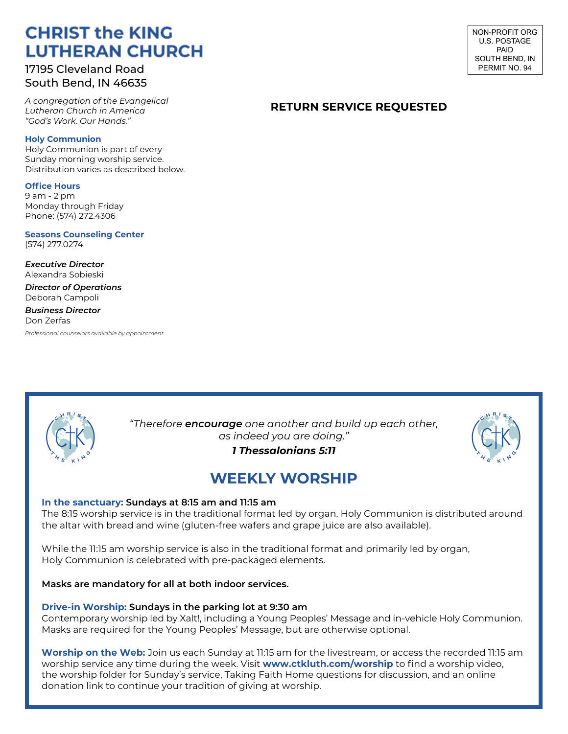# CHRIST the KING LUTHERAN CHURCH

17195 Cleveland Road
South Bend, IN 46635

*A congregation of the Evangelical Lutheran Church in America*
*"God's Work. Our Hands."*

NON-PROFIT ORG
U.S. POSTAGE
PAID
SOUTH BEND, IN
PERMIT NO. 94

**RETURN SERVICE REQUESTED**

**Holy Communion**
Holy Communion is part of every Sunday morning worship service. Distribution varies as described below.

**Office Hours**
9 am - 2 pm
Monday through Friday
Phone: (574) 272.4306

**Seasons Counseling Center**
(574) 277.0274

***Executive Director***
Alexandra Sobieski

***Director of Operations***
Deborah Campoli

***Business Director***
Don Zerfas

*Professional counselors available by appointment.*

*"Therefore **encourage** one another and build up each other, as indeed you are doing."*
***1 Thessalonians 5:11***

## WEEKLY WORSHIP

**In the sanctuary: Sundays at 8:15 am and 11:15 am**
The 8:15 worship service is in the traditional format led by organ. Holy Communion is distributed around the altar with bread and wine (gluten-free wafers and grape juice are also available).

While the 11:15 am worship service is also in the traditional format and primarily led by organ, Holy Communion is celebrated with pre-packaged elements.

**Masks are mandatory for all at both indoor services.**

**Drive-in Worship: Sundays in the parking lot at 9:30 am**
Contemporary worship led by Xalt!, including a Young Peoples' Message and in-vehicle Holy Communion. Masks are required for the Young Peoples' Message, but are otherwise optional.

**Worship on the Web:** Join us each Sunday at 11:15 am for the livestream, or access the recorded 11:15 am worship service any time during the week. Visit **www.ctkluth.com/worship** to find a worship video, the worship folder for Sunday's service, Taking Faith Home questions for discussion, and an online donation link to continue your tradition of giving at worship.